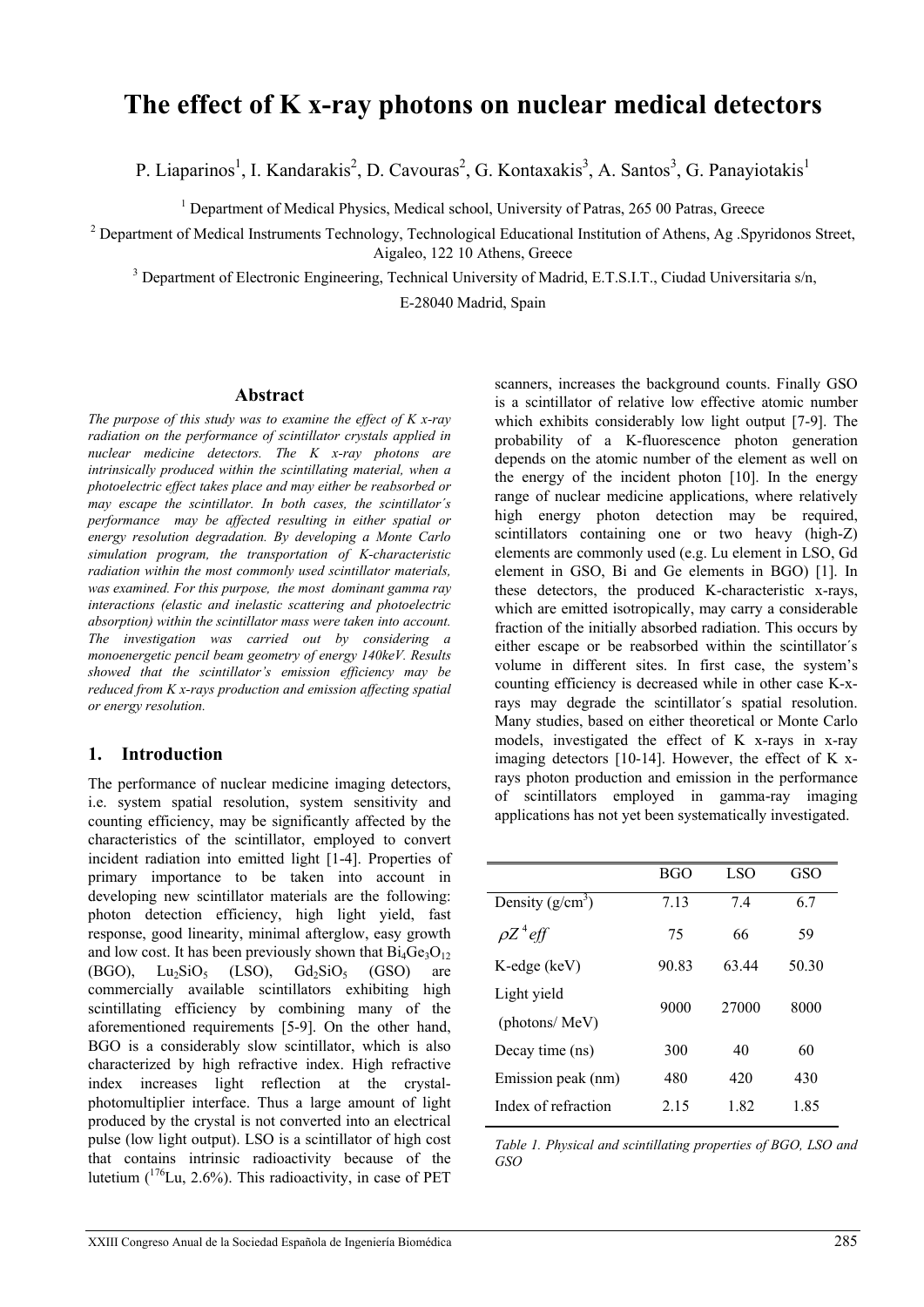# The effect of K x-ray photons on nuclear medical detectors

P. Liaparinos[1], I. Kandarakis[2], D. Cavouras[2], G. Kontaxakis[3], A. Santos[3], G. Panayiotakis[1]

[1] Department of Medical Physics, Medical school, University of Patras, 265 00 Patras, Greece

[2] Department of Medical Instruments Technology, Technological Educational Institution of Athens, Ag .Spyridonos Street, Aigaleo, 122 10 Athens, Greece

[3] Department of Electronic Engineering, Technical University of Madrid, E.T.S.I.T., Ciudad Universitaria s/n, E-28040 Madrid, Spain

## Abstract

*The purpose of this study was to examine the effect of K x-ray radiation on the performance of scintillator crystals applied in nuclear medicine detectors. The K x-ray photons are intrinsically produced within the scintillating material, when a photoelectric effect takes place and may either be reabsorbed or may escape the scintillator. In both cases, the scintillator´s performance may be affected resulting in either spatial or energy resolution degradation. By developing a Monte Carlo simulation program, the transportation of K-characteristic radiation within the most commonly used scintillator materials, was examined. For this purpose, the most dominant gamma ray interactions (elastic and inelastic scattering and photoelectric absorption) within the scintillator mass were taken into account. The investigation was carried out by considering a monoenergetic pencil beam geometry of energy 140keV. Results showed that the scintillator's emission efficiency may be reduced from K x-rays production and emission affecting spatial or energy resolution.*

## 1. Introduction

The performance of nuclear medicine imaging detectors, i.e. system spatial resolution, system sensitivity and counting efficiency, may be significantly affected by the characteristics of the scintillator, employed to convert incident radiation into emitted light [1-4]. Properties of primary importance to be taken into account in developing new scintillator materials are the following: photon detection efficiency, high light yield, fast response, good linearity, minimal afterglow, easy growth and low cost. It has been previously shown that $Bi_4Ge_3O_{12}$ (BGO), $Lu_2SiO_5$ (LSO), $Gd_2SiO_5$ (GSO) are commercially available scintillators exhibiting high scintillating efficiency by combining many of the aforementioned requirements [5-9]. On the other hand, BGO is a considerably slow scintillator, which is also characterized by high refractive index. High refractive index increases light reflection at the crystal-photomultiplier interface. Thus a large amount of light produced by the crystal is not converted into an electrical pulse (low light output). LSO is a scintillator of high cost that contains intrinsic radioactivity because of the lutetium ($^{176}Lu$, 2.6%). This radioactivity, in case of PET scanners, increases the background counts. Finally GSO is a scintillator of relative low effective atomic number which exhibits considerably low light output [7-9]. The probability of a K-fluorescence photon generation depends on the atomic number of the element as well on the energy of the incident photon [10]. In the energy range of nuclear medicine applications, where relatively high energy photon detection may be required, scintillators containing one or two heavy (high-Z) elements are commonly used (e.g. Lu element in LSO, Gd element in GSO, Bi and Ge elements in BGO) [1]. In these detectors, the produced K-characteristic x-rays, which are emitted isotropically, may carry a considerable fraction of the initially absorbed radiation. This occurs by either escape or be reabsorbed within the scintillator´s volume in different sites. In first case, the system's counting efficiency is decreased while in other case K-x-rays may degrade the scintillator´s spatial resolution. Many studies, based on either theoretical or Monte Carlo models, investigated the effect of K x-rays in x-ray imaging detectors [10-14]. However, the effect of K x-rays photon production and emission in the performance of scintillators employed in gamma-ray imaging applications has not yet been systematically investigated.

| | BGO | LSO | GSO |
|---|---|---|---|
| Density (g/cm$^3$) | 7.13 | 7.4 | 6.7 |
| $\rho Z^4 eff$ | 75 | 66 | 59 |
| K-edge (keV) | 90.83 | 63.44 | 50.30 |
| Light yield (photons/ MeV) | 9000 | 27000 | 8000 |
| Decay time (ns) | 300 | 40 | 60 |
| Emission peak (nm) | 480 | 420 | 430 |
| Index of refraction | 2.15 | 1.82 | 1.85 |

*Table 1. Physical and scintillating properties of BGO, LSO and GSO*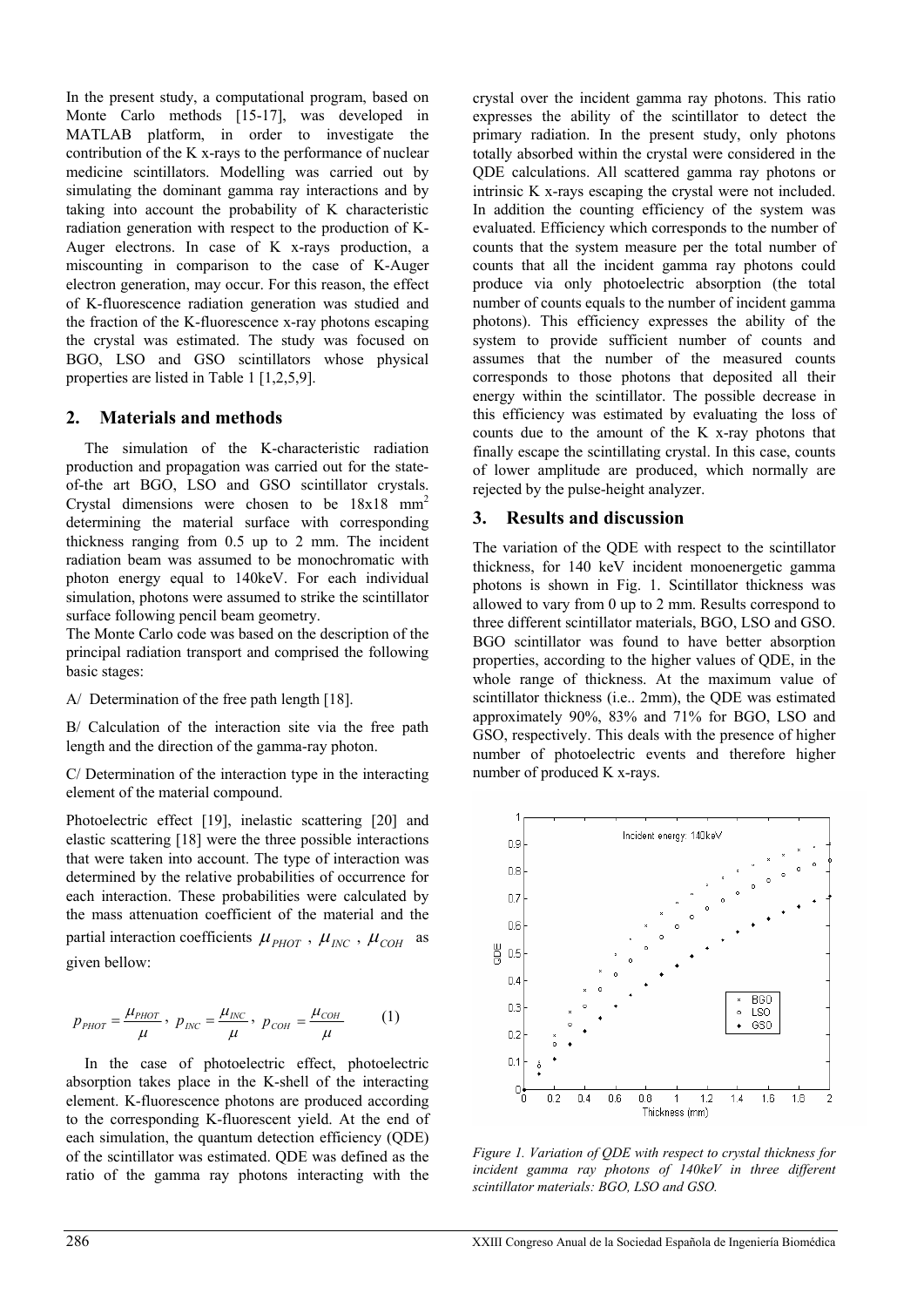In the present study, a computational program, based on Monte Carlo methods [15-17], was developed in MATLAB platform, in order to investigate the contribution of the K x-rays to the performance of nuclear medicine scintillators. Modelling was carried out by simulating the dominant gamma ray interactions and by taking into account the probability of K characteristic radiation generation with respect to the production of K-Auger electrons. In case of K x-rays production, a miscounting in comparison to the case of K-Auger electron generation, may occur. For this reason, the effect of K-fluorescence radiation generation was studied and the fraction of the K-fluorescence x-ray photons escaping the crystal was estimated. The study was focused on BGO, LSO and GSO scintillators whose physical properties are listed in Table 1 [1,2,5,9].

## 2. Materials and methods

The simulation of the K-characteristic radiation production and propagation was carried out for the state-of-the art BGO, LSO and GSO scintillator crystals. Crystal dimensions were chosen to be 18x18 $mm^2$ determining the material surface with corresponding thickness ranging from 0.5 up to 2 mm. The incident radiation beam was assumed to be monochromatic with photon energy equal to 140keV. For each individual simulation, photons were assumed to strike the scintillator surface following pencil beam geometry.

The Monte Carlo code was based on the description of the principal radiation transport and comprised the following basic stages:

A/ Determination of the free path length [18].

B/ Calculation of the interaction site via the free path length and the direction of the gamma-ray photon.

C/ Determination of the interaction type in the interacting element of the material compound.

Photoelectric effect [19], inelastic scattering [20] and elastic scattering [18] were the three possible interactions that were taken into account. The type of interaction was determined by the relative probabilities of occurrence for each interaction. These probabilities were calculated by the mass attenuation coefficient of the material and the partial interaction coefficients $\mu_{PHOT}$ , $\mu_{INC}$ , $\mu_{COH}$ as given bellow:

$$p_{PHOT} = \frac{\mu_{PHOT}}{\mu}, \; p_{INC} = \frac{\mu_{INC}}{\mu}, \; p_{COH} = \frac{\mu_{COH}}{\mu} \qquad (1)$$

In the case of photoelectric effect, photoelectric absorption takes place in the K-shell of the interacting element. K-fluorescence photons are produced according to the corresponding K-fluorescent yield. At the end of each simulation, the quantum detection efficiency (QDE) of the scintillator was estimated. QDE was defined as the ratio of the gamma ray photons interacting with the crystal over the incident gamma ray photons. This ratio expresses the ability of the scintillator to detect the primary radiation. In the present study, only photons totally absorbed within the crystal were considered in the QDE calculations. All scattered gamma ray photons or intrinsic K x-rays escaping the crystal were not included. In addition the counting efficiency of the system was evaluated. Efficiency which corresponds to the number of counts that the system measure per the total number of counts that all the incident gamma ray photons could produce via only photoelectric absorption (the total number of counts equals to the number of incident gamma photons). This efficiency expresses the ability of the system to provide sufficient number of counts and assumes that the number of the measured counts corresponds to those photons that deposited all their energy within the scintillator. The possible decrease in this efficiency was estimated by evaluating the loss of counts due to the amount of the K x-ray photons that finally escape the scintillating crystal. In this case, counts of lower amplitude are produced, which normally are rejected by the pulse-height analyzer.

## 3. Results and discussion

The variation of the QDE with respect to the scintillator thickness, for 140 keV incident monoenergetic gamma photons is shown in Fig. 1. Scintillator thickness was allowed to vary from 0 up to 2 mm. Results correspond to three different scintillator materials, BGO, LSO and GSO. BGO scintillator was found to have better absorption properties, according to the higher values of QDE, in the whole range of thickness. At the maximum value of scintillator thickness (i.e.. 2mm), the QDE was estimated approximately 90%, 83% and 71% for BGO, LSO and GSO, respectively. This deals with the presence of higher number of photoelectric events and therefore higher number of produced K x-rays.

Incident energy: 140keV

QDE

Thickness (mm)

0 0.2 0.4 0.6 0.8 1 1.2 1.4 1.6 1.8 2

0 0.1 0.2 0.3 0.4 0.5 0.6 0.7 0.8 0.9 1

BGO
LSO
GSO

*Figure 1. Variation of QDE with respect to crystal thickness for incident gamma ray photons of 140keV in three different scintillator materials: BGO, LSO and GSO.*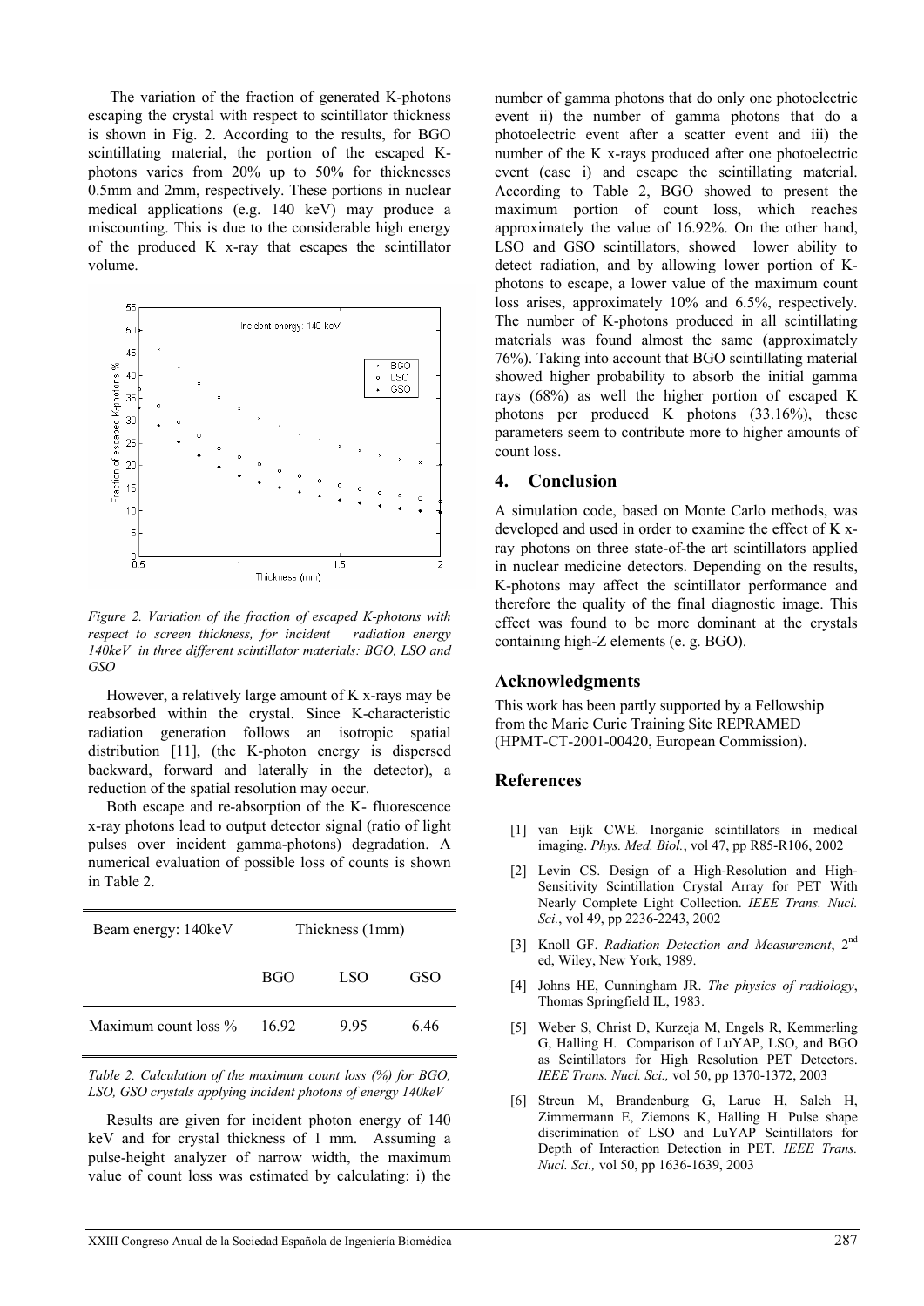The variation of the fraction of generated K-photons escaping the crystal with respect to scintillator thickness is shown in Fig. 2. According to the results, for BGO scintillating material, the portion of the escaped K-photons varies from 20% up to 50% for thicknesses 0.5mm and 2mm, respectively. These portions in nuclear medical applications (e.g. 140 keV) may produce a miscounting. This is due to the considerable high energy of the produced K x-ray that escapes the scintillator volume.

Incident energy: 140 keV

BGO
LSO
GSO

Fraction of escaped K-photons %

Thickness (mm)

0
5
10
15
20
25
30
35
40
45
50
55

0.5
1
1.5
2

*Figure 2. Variation of the fraction of escaped K-photons with respect to screen thickness, for incident radiation energy 140keV in three different scintillator materials: BGO, LSO and GSO*

However, a relatively large amount of K x-rays may be reabsorbed within the crystal. Since K-characteristic radiation generation follows an isotropic spatial distribution [11], (the K-photon energy is dispersed backward, forward and laterally in the detector), a reduction of the spatial resolution may occur.

Both escape and re-absorption of the K- fluorescence x-ray photons lead to output detector signal (ratio of light pulses over incident gamma-photons) degradation. A numerical evaluation of possible loss of counts is shown in Table 2.

| Beam energy: 140keV | Thickness (1mm) | | |
|---|---|---|---|
| | BGO | LSO | GSO |
| Maximum count loss % | 16.92 | 9.95 | 6.46 |

*Table 2. Calculation of the maximum count loss (%) for BGO, LSO, GSO crystals applying incident photons of energy 140keV*

Results are given for incident photon energy of 140 keV and for crystal thickness of 1 mm. Assuming a pulse-height analyzer of narrow width, the maximum value of count loss was estimated by calculating: i) the number of gamma photons that do only one photoelectric event ii) the number of gamma photons that do a photoelectric event after a scatter event and iii) the number of the K x-rays produced after one photoelectric event (case i) and escape the scintillating material. According to Table 2, BGO showed to present the maximum portion of count loss, which reaches approximately the value of 16.92%. On the other hand, LSO and GSO scintillators, showed lower ability to detect radiation, and by allowing lower portion of K-photons to escape, a lower value of the maximum count loss arises, approximately 10% and 6.5%, respectively. The number of K-photons produced in all scintillating materials was found almost the same (approximately 76%). Taking into account that BGO scintillating material showed higher probability to absorb the initial gamma rays (68%) as well the higher portion of escaped K photons per produced K photons (33.16%), these parameters seem to contribute more to higher amounts of count loss.

## 4. Conclusion

A simulation code, based on Monte Carlo methods, was developed and used in order to examine the effect of K x-ray photons on three state-of-the art scintillators applied in nuclear medicine detectors. Depending on the results, K-photons may affect the scintillator performance and therefore the quality of the final diagnostic image. This effect was found to be more dominant at the crystals containing high-Z elements (e. g. BGO).

## Acknowledgments

This work has been partly supported by a Fellowship from the Marie Curie Training Site REPRAMED (HPMT-CT-2001-00420, European Commission).

## References

[1] van Eijk CWE. Inorganic scintillators in medical imaging. *Phys. Med. Biol.*, vol 47, pp R85-R106, 2002

[2] Levin CS. Design of a High-Resolution and High-Sensitivity Scintillation Crystal Array for PET With Nearly Complete Light Collection. *IEEE Trans. Nucl. Sci.*, vol 49, pp 2236-2243, 2002

[3] Knoll GF. *Radiation Detection and Measurement*, 2nd ed, Wiley, New York, 1989.

[4] Johns HE, Cunningham JR. *The physics of radiology*, Thomas Springfield IL, 1983.

[5] Weber S, Christ D, Kurzeja M, Engels R, Kemmerling G, Halling H. Comparison of LuYAP, LSO, and BGO as Scintillators for High Resolution PET Detectors. *IEEE Trans. Nucl. Sci.,* vol 50, pp 1370-1372, 2003

[6] Streun M, Brandenburg G, Larue H, Saleh H, Zimmermann E, Ziemons K, Halling H. Pulse shape discrimination of LSO and LuYAP Scintillators for Depth of Interaction Detection in PET. *IEEE Trans. Nucl. Sci.,* vol 50, pp 1636-1639, 2003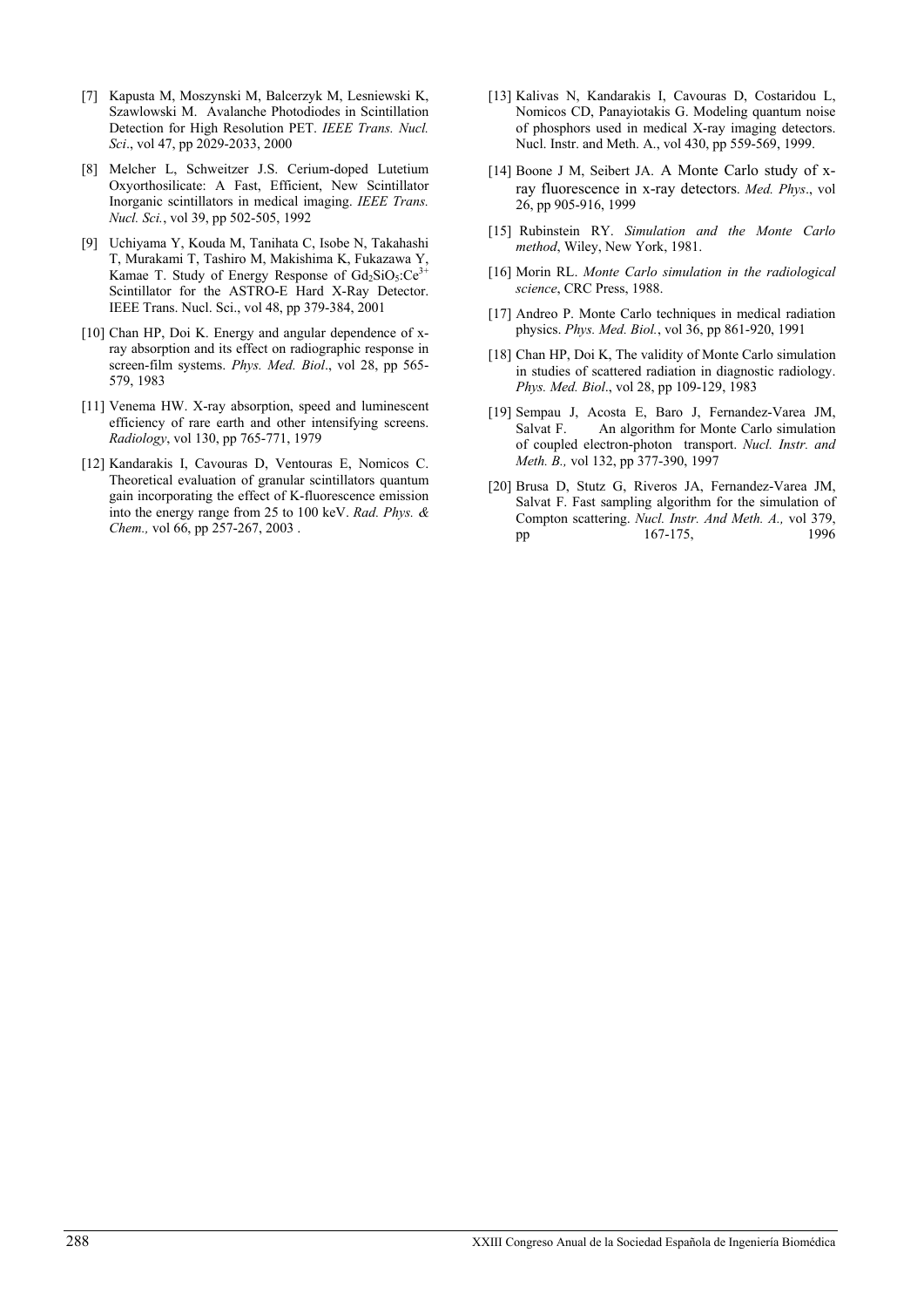[7] Kapusta M, Moszynski M, Balcerzyk M, Lesniewski K, Szawlowski M. Avalanche Photodiodes in Scintillation Detection for High Resolution PET. *IEEE Trans. Nucl. Sci*., vol 47, pp 2029-2033, 2000

[8] Melcher L, Schweitzer J.S. Cerium-doped Lutetium Oxyorthosilicate: A Fast, Efficient, New Scintillator Inorganic scintillators in medical imaging. *IEEE Trans. Nucl. Sci.*, vol 39, pp 502-505, 1992

[9] Uchiyama Y, Kouda M, Tanihata C, Isobe N, Takahashi T, Murakami T, Tashiro M, Makishima K, Fukazawa Y, Kamae T. Study of Energy Response of $Gd_2SiO_5{:}Ce^{3+}$ Scintillator for the ASTRO-E Hard X-Ray Detector. IEEE Trans. Nucl. Sci., vol 48, pp 379-384, 2001

[10] Chan HP, Doi K. Energy and angular dependence of x-ray absorption and its effect on radiographic response in screen-film systems. *Phys. Med. Biol*., vol 28, pp 565-579, 1983

[11] Venema HW. X-ray absorption, speed and luminescent efficiency of rare earth and other intensifying screens. *Radiology*, vol 130, pp 765-771, 1979

[12] Kandarakis I, Cavouras D, Ventouras E, Nomicos C. Theoretical evaluation of granular scintillators quantum gain incorporating the effect of K-fluorescence emission into the energy range from 25 to 100 keV. *Rad. Phys. & Chem.,* vol 66, pp 257-267, 2003 .

[13] Kalivas N, Kandarakis I, Cavouras D, Costaridou L, Nomicos CD, Panayiotakis G. Modeling quantum noise of phosphors used in medical X-ray imaging detectors. Nucl. Instr. and Meth. A., vol 430, pp 559-569, 1999.

[14] Boone J M, Seibert JA. A Monte Carlo study of x-ray fluorescence in x-ray detectors. *Med. Phys*., vol 26, pp 905-916, 1999

[15] Rubinstein RY. *Simulation and the Monte Carlo method*, Wiley, New York, 1981.

[16] Morin RL. *Monte Carlo simulation in the radiological science*, CRC Press, 1988.

[17] Andreo P. Monte Carlo techniques in medical radiation physics. *Phys. Med. Biol.*, vol 36, pp 861-920, 1991

[18] Chan HP, Doi K, The validity of Monte Carlo simulation in studies of scattered radiation in diagnostic radiology. *Phys. Med. Biol*., vol 28, pp 109-129, 1983

[19] Sempau J, Acosta E, Baro J, Fernandez-Varea JM, Salvat F. An algorithm for Monte Carlo simulation of coupled electron-photon transport. *Nucl. Instr. and Meth. B.,* vol 132, pp 377-390, 1997

[20] Brusa D, Stutz G, Riveros JA, Fernandez-Varea JM, Salvat F. Fast sampling algorithm for the simulation of Compton scattering. *Nucl. Instr. And Meth. A.,* vol 379, pp 167-175, 1996